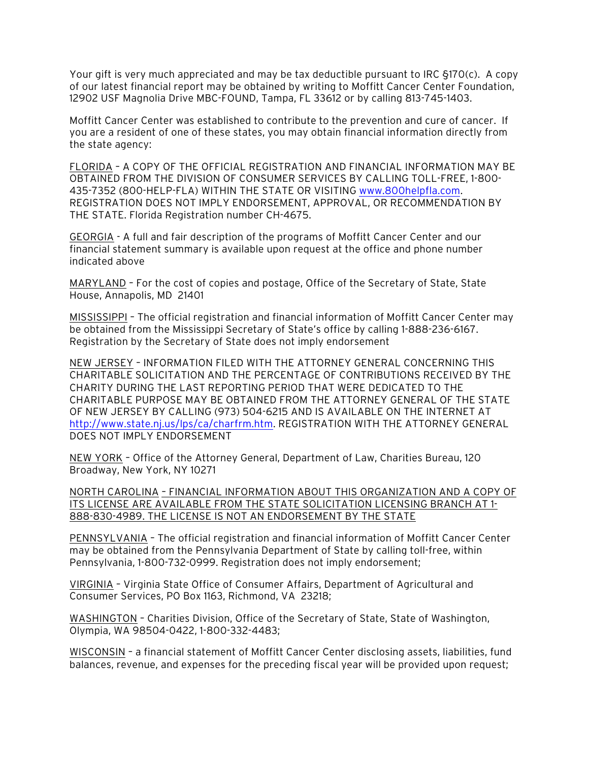Your gift is very much appreciated and may be tax deductible pursuant to IRC §170(c). A copy of our latest financial report may be obtained by writing to Moffitt Cancer Center Foundation, 12902 USF Magnolia Drive MBC-FOUND, Tampa, FL 33612 or by calling 813-745-1403.

Moffitt Cancer Center was established to contribute to the prevention and cure of cancer. If you are a resident of one of these states, you may obtain financial information directly from the state agency:

FLORIDA – A COPY OF THE OFFICIAL REGISTRATION AND FINANCIAL INFORMATION MAY BE OBTAINED FROM THE DIVISION OF CONSUMER SERVICES BY CALLING TOLL-FREE, 1-800-435-7352 (800-HELP-FLA) WITHIN THE STATE OR VISITING www.800helpfla.com. REGISTRATION DOES NOT IMPLY ENDORSEMENT, APPROVAL, OR RECOMMENDATION BY THE STATE. Florida Registration number CH-4675.

GEORGIA - A full and fair description of the programs of Moffitt Cancer Center and our financial statement summary is available upon request at the office and phone number indicated above

MARYLAND – For the cost of copies and postage, Office of the Secretary of State, State House, Annapolis, MD 21401

MISSISSIPPI – The official registration and financial information of Moffitt Cancer Center may be obtained from the Mississippi Secretary of State's office by calling 1-888-236-6167. Registration by the Secretary of State does not imply endorsement

NEW JERSEY – INFORMATION FILED WITH THE ATTORNEY GENERAL CONCERNING THIS CHARITABLE SOLICITATION AND THE PERCENTAGE OF CONTRIBUTIONS RECEIVED BY THE CHARITY DURING THE LAST REPORTING PERIOD THAT WERE DEDICATED TO THE CHARITABLE PURPOSE MAY BE OBTAINED FROM THE ATTORNEY GENERAL OF THE STATE OF NEW JERSEY BY CALLING (973) 504-6215 AND IS AVAILABLE ON THE INTERNET AT http://www.state.nj.us/lps/ca/charfrm.htm. REGISTRATION WITH THE ATTORNEY GENERAL DOES NOT IMPLY ENDORSEMENT

NEW YORK – Office of the Attorney General, Department of Law, Charities Bureau, 120 Broadway, New York, NY 10271

NORTH CAROLINA – FINANCIAL INFORMATION ABOUT THIS ORGANIZATION AND A COPY OF ITS LICENSE ARE AVAILABLE FROM THE STATE SOLICITATION LICENSING BRANCH AT 1-888-830-4989. THE LICENSE IS NOT AN ENDORSEMENT BY THE STATE

PENNSYLVANIA – The official registration and financial information of Moffitt Cancer Center may be obtained from the Pennsylvania Department of State by calling toll-free, within Pennsylvania, 1-800-732-0999. Registration does not imply endorsement;

VIRGINIA – Virginia State Office of Consumer Affairs, Department of Agricultural and Consumer Services, PO Box 1163, Richmond, VA 23218;

WASHINGTON – Charities Division, Office of the Secretary of State, State of Washington, Olympia, WA 98504-0422, 1-800-332-4483;

WISCONSIN – a financial statement of Moffitt Cancer Center disclosing assets, liabilities, fund balances, revenue, and expenses for the preceding fiscal year will be provided upon request;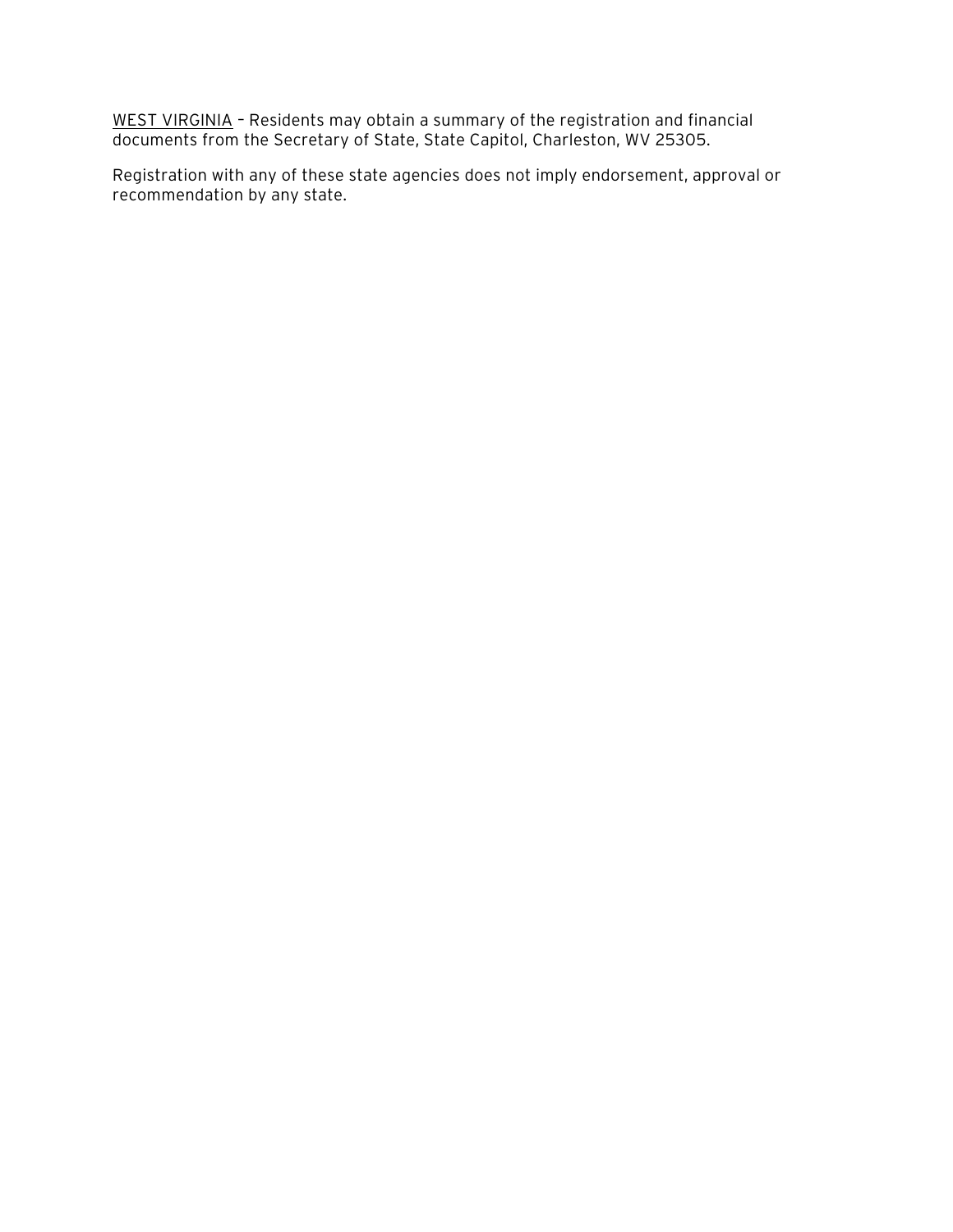WEST VIRGINIA – Residents may obtain a summary of the registration and financial documents from the Secretary of State, State Capitol, Charleston, WV 25305.

Registration with any of these state agencies does not imply endorsement, approval or recommendation by any state.